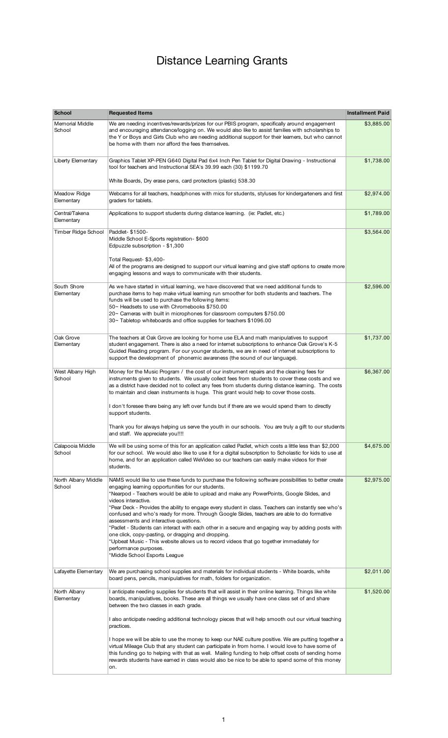# Distance Learning Grants

| School | Requested Items | Installment Paid |
|---|---|---|
| Memorial Middle School | We are needing incentives/rewards/prizes for our PBIS program, specifically around engagement and encouraging attendance/logging on. We would also like to assist families with scholarships to the Y or Boys and Girls Club who are needing additional support for their learners, but who cannot be home with them nor afford the fees themselves. | $3,885.00 |
| Liberty Elementary | Graphics Tablet XP-PEN G640 Digital Pad 6x4 Inch Pen Tablet for Digital Drawing - Instructional tool for teachers and Instructional SEA's 39.99 each (30) $1199.70<br><br>White Boards, Dry erase pens, card protectors (plastic) 538.30 | $1,738.00 |
| Meadow Ridge Elementary | Webcams for all teachers, headphones with mics for students, styluses for kindergarteners and first graders for tablets. | $2,974.00 |
| Central/Takena Elementary | Applications to support students during distance learning. (ie: Padlet, etc.) | $1,789.00 |
| Timber Ridge School | Paddlet- $1500-<br>Middle School E-Sports registration- $600<br>Edpuzzle subscription - $1,300<br><br>Total Request- $3,400-<br>All of the programs are designed to support our virtual learning and give staff options to create more engaging lessons and ways to communicate with their students. | $3,564.00 |
| South Shore Elementary | As we have started in virtual learning, we have discovered that we need additional funds to purchase items to hep make virtual learning run smoother for both students and teachers. The funds will be used to purchase the following items:<br>50~ Headsets to use with Chromebooks $750.00<br>20~ Cameras with built in microphones for classroom computers $750.00<br>30~ Tabletop whiteboards and office supplies for teachers $1096.00 | $2,596.00 |
| Oak Grove Elementary | The teachers at Oak Grove are looking for home use ELA and math manipulatives to support student engagement. There is also a need for internet subscriptions to enhance Oak Grove's K-5 Guided Reading program. For our younger students, we are in need of internet subscriptions to support the development of phonemic awareness (the sound of our language). | $1,737.00 |
| West Albany High School | Money for the Music Program / the cost of our instrument repairs and the cleaning fees for instruments given to students. We usually collect fees from students to cover these costs and we as a district have decided not to collect any fees from students during distance learning. The costs to maintain and clean instruments is huge. This grant would help to cover those costs.<br><br>I don't foresee there being any left over funds but if there are we would spend them to directly support students.<br><br>Thank you for always helping us serve the youth in our schools. You are truly a gift to our students and staff. We appreciate you!!!! | $6,367.00 |
| Calapooia Middle School | We will be using some of this for an application called Padlet, which costs a little less than $2,000 for our school. We would also like to use it for a digital subscription to Scholastic for kids to use at home, and for an application called WeVideo so our teachers can easily make videos for their students. | $4,675.00 |
| North Albany Middle School | NAMS would like to use these funds to purchase the following software possibilities to better create engaging learning opportunities for our students.<br>*Nearpod - Teachers would be able to upload and make any PowerPoints, Google Slides, and videos interactive.<br>*Pear Deck - Provides the ability to engage every student in class. Teachers can instantly see who's confused and who's ready for more. Through Google Slides, teachers are able to do formative assessments and interactive questions.<br>*Padlet - Students can interact with each other in a secure and engaging way by adding posts with one click, copy-pasting, or dragging and dropping.<br>*Upbeat Music - This website allows us to record videos that go together immediately for performance purposes.<br>*Middle School Esports League | $2,975.00 |
| Lafayette Elementary | We are purchasing school supplies and materials for individual students - White boards, white board pens, pencils, manipulatives for math, folders for organization. | $2,011.00 |
| North Albany Elementary | I anticipate needing supplies for students that will assist in their online learning. Things like white boards, manipulatives, books. These are all things we usually have one class set of and share between the two classes in each grade.<br><br>I also anticipate needing additional technology pieces that will help smooth out our virtual teaching practices.<br><br>I hope we will be able to use the money to keep our NAE culture positive. We are putting together a virtual Mileage Club that any student can participate in from home. I would love to have some of this funding go to helping with that as well. Mailing funding to help offset costs of sending home rewards students have earned in class would also be nice to be able to spend some of this money on. | $1,520.00 |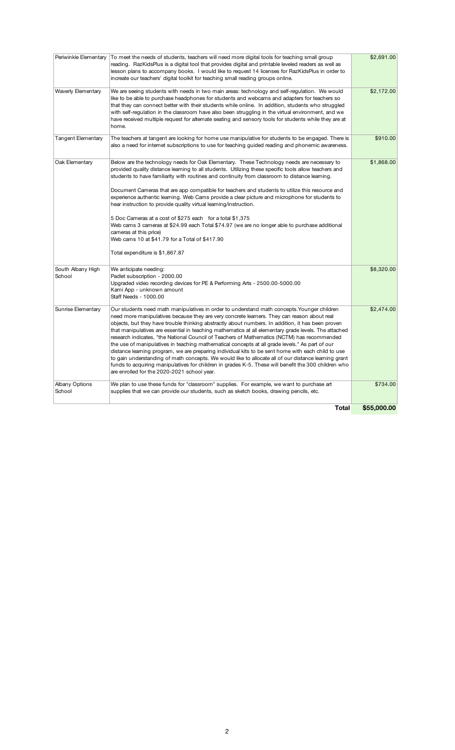| | | |
|---|---|---|
| Periwinkle Elementary | To meet the needs of students, teachers will need more digital tools for teaching small group reading. RazKidsPlus is a digital tool that provides digital and printable leveled readers as well as lesson plans to accompany books. I would like to request 14 licenses for RazKidsPlus in order to increate our teachers' digital toolkit for teaching small reading groups online. | $2,691.00 |
| Waverly Elementary | We are seeing students with needs in two main areas: technology and self-regulation. We would like to be able to purchase headphones for students and webcams and adapters for teachers so that they can connect better with their students while online. In addition, students who struggled with self-regulation in the classroom have also been struggling in the virtual environment, and we have received multiple request for alternate seating and sensory tools for students while they are at home. | $2,172.00 |
| Tangent Elementary | The teachers at tangent are looking for home use manipulative for students to be engaged. There is also a need for internet subscriptions to use for teaching guided reading and phonemic awareness. | $910.00 |
| Oak Elementary | Below are the technology needs for Oak Elementary. These Technology needs are necessary to provided quality distance learning to all students. Utilizing these specific tools allow teachers and students to have familiarity with routines and continuity from classroom to distance learning.<br><br>Document Cameras that are app compatible for teachers and students to utilize this resource and experience authentic learning. Web Cams provide a clear picture and microphone for students to hear instruction to provide quality virtual learning/instruction.<br><br>5 Doc Cameras at a cost of $275 each for a total $1,375<br>Web cams 3 cameras at $24.99 each Total $74.97 (we are no longer able to purchase additional cameras at this price)<br>Web cams 10 at $41.79 for a Total of $417.90<br><br>Total expenditure is $1,867.87 | $1,868.00 |
| South Albany High School | We anticipate needing:<br>Padlet subscription - 2000.00<br>Upgraded video recording devices for PE & Performing Arts - 2500.00-5000.00<br>Kami App - unknown amount<br>Staff Needs - 1000.00 | $8,320.00 |
| Sunrise Elementary | Our students need math manipulatives in order to understand math concepts. Younger children need more manipulatives because they are very concrete learners. They can reason about real objects, but they have trouble thinking abstractly about numbers. In addition, it has been proven that manipulatives are essential in teaching mathematics at all elementary grade levels. The attached research indicates, "the National Council of Teachers of Mathematics (NCTM) has recommended the use of manipulatives in teaching mathematical concepts at all grade levels." As part of our distance learning program, we are preparing individual kits to be sent home with each child to use to gain understanding of math concepts. We would like to allocate all of our distance learning grant funds to acquiring manipulatives for children in grades K-5. These will benefit the 300 children who are enrolled for the 2020-2021 school year. | $2,474.00 |
| Albany Options School | We plan to use these funds for "classroom" supplies. For example, we want to purchase art supplies that we can provide our students, such as sketch books, drawing pencils, etc. | $734.00 |
| | **Total** | **$55,000.00** |